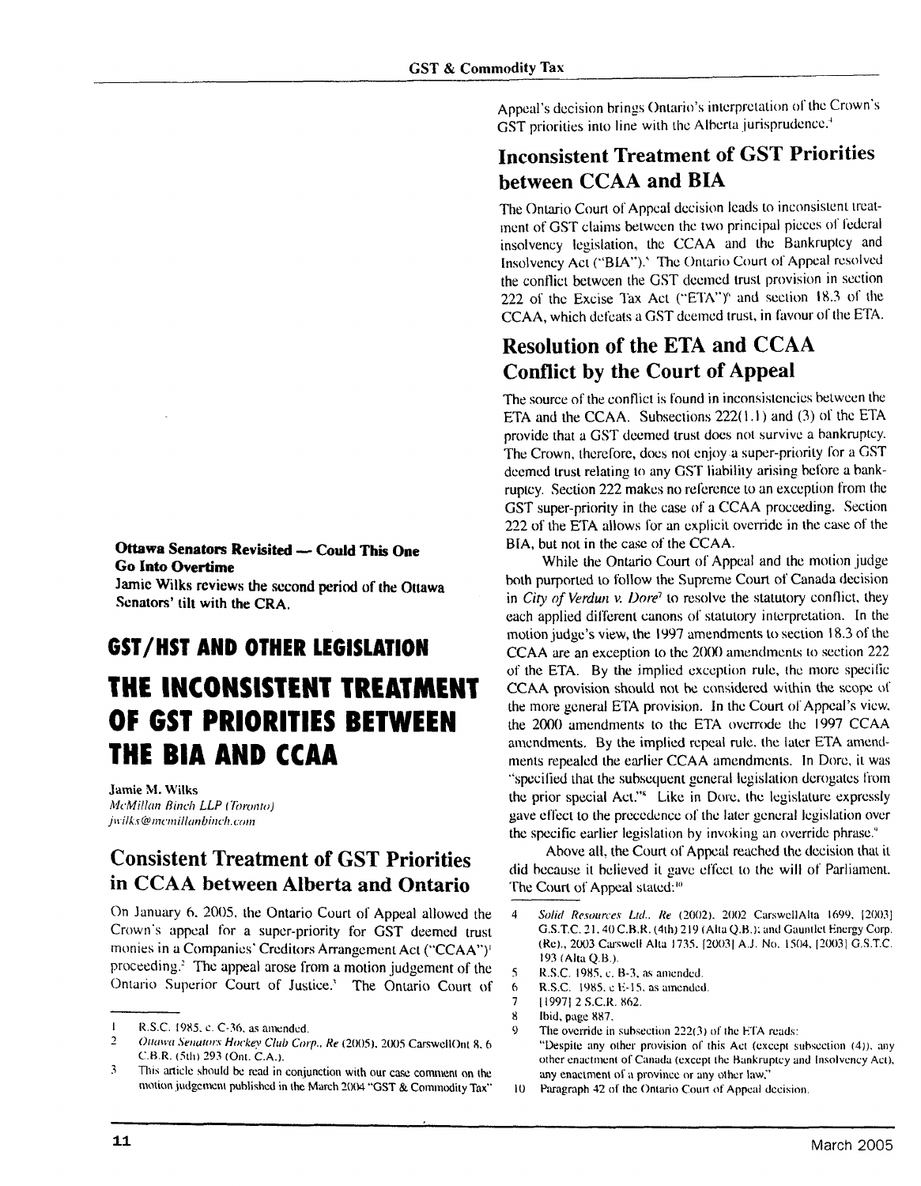**Ottawa Senators Revisited — Could This One Go Into Overtime**

Jamie Wilks reviews the second period of the Ottawa Senators' tilt with the CRA.

## GST/HST AND OTHER LEGISLATION

# THE INCONSISTENT TREATMENT OF GST PRIORITIES BETWEEN THE BIA AND CCAA

Jamie M. Wilks
*McMillan Binch LLP (Toronto)*
*jwilks@mcmillanbinch.com*

## Consistent Treatment of GST Priorities in CCAA between Alberta and Ontario

On January 6, 2005, the Ontario Court of Appeal allowed the Crown's appeal for a super-priority for GST deemed trust monies in a Companies' Creditors Arrangement Act ("CCAA")[1] proceeding.[2] The appeal arose from a motion judgement of the Ontario Superior Court of Justice.[3] The Ontario Court of Appeal's decision brings Ontario's interpretation of the Crown's GST priorities into line with the Alberta jurisprudence.[4]

## Inconsistent Treatment of GST Priorities between CCAA and BIA

The Ontario Court of Appeal decision leads to inconsistent treatment of GST claims between the two principal pieces of federal insolvency legislation, the CCAA and the Bankruptcy and Insolvency Act ("BIA").[5] The Ontario Court of Appeal resolved the conflict between the GST deemed trust provision in section 222 of the Excise Tax Act ("ETA")[6] and section 18.3 of the CCAA, which defeats a GST deemed trust, in favour of the ETA.

## Resolution of the ETA and CCAA Conflict by the Court of Appeal

The source of the conflict is found in inconsistencies between the ETA and the CCAA. Subsections 222(1.1) and (3) of the ETA provide that a GST deemed trust does not survive a bankruptcy. The Crown, therefore, does not enjoy a super-priority for a GST deemed trust relating to any GST liability arising before a bankruptcy. Section 222 makes no reference to an exception from the GST super-priority in the case of a CCAA proceeding. Section 222 of the ETA allows for an explicit override in the case of the BIA, but not in the case of the CCAA.

While the Ontario Court of Appeal and the motion judge both purported to follow the Supreme Court of Canada decision in *City of Verdun v. Dore*[7] to resolve the statutory conflict, they each applied different canons of statutory interpretation. In the motion judge's view, the 1997 amendments to section 18.3 of the CCAA are an exception to the 2000 amendments to section 222 of the ETA. By the implied exception rule, the more specific CCAA provision should not be considered within the scope of the more general ETA provision. In the Court of Appeal's view, the 2000 amendments to the ETA overrode the 1997 CCAA amendments. By the implied repeal rule, the later ETA amendments repealed the earlier CCAA amendments. In Dore, it was "specified that the subsequent general legislation derogates from the prior special Act."[8] Like in Dore, the legislature expressly gave effect to the precedence of the later general legislation over the specific earlier legislation by invoking an override phrase.[9]

Above all, the Court of Appeal reached the decision that it did because it believed it gave effect to the will of Parliament. The Court of Appeal stated:[10]

---

1. R.S.C. 1985, c. C-36, as amended.
2. *Ottawa Senators Hockey Club Corp., Re* (2005), 2005 CarswellOnt 8, 6 C.B.R. (5th) 293 (Ont. C.A.).
3. This article should be read in conjunction with our case comment on the motion judgement published in the March 2004 "GST & Commodity Tax"
4. *Solid Resources Ltd., Re* (2002), 2002 CarswellAlta 1699, [2003] G.S.T.C. 21, 40 C.B.R. (4th) 219 (Alta Q.B.); and Gauntlet Energy Corp. (Re)., 2003 Carswell Alta 1735, [2003] A.J. No. 1504, [2003] G.S.T.C. 193 (Alta Q.B.).
5. R.S.C. 1985, c. B-3, as amended.
6. R.S.C. 1985, c E-15, as amended.
7. [1997] 2 S.C.R. 862.
8. Ibid, page 887.
9. The override in subsection 222(3) of the ETA reads: "Despite any other provision of this Act (except subsection (4)), any other enactment of Canada (except the Bankruptcy and Insolvency Act), any enactment of a province or any other law."
10. Paragraph 42 of the Ontario Court of Appeal decision.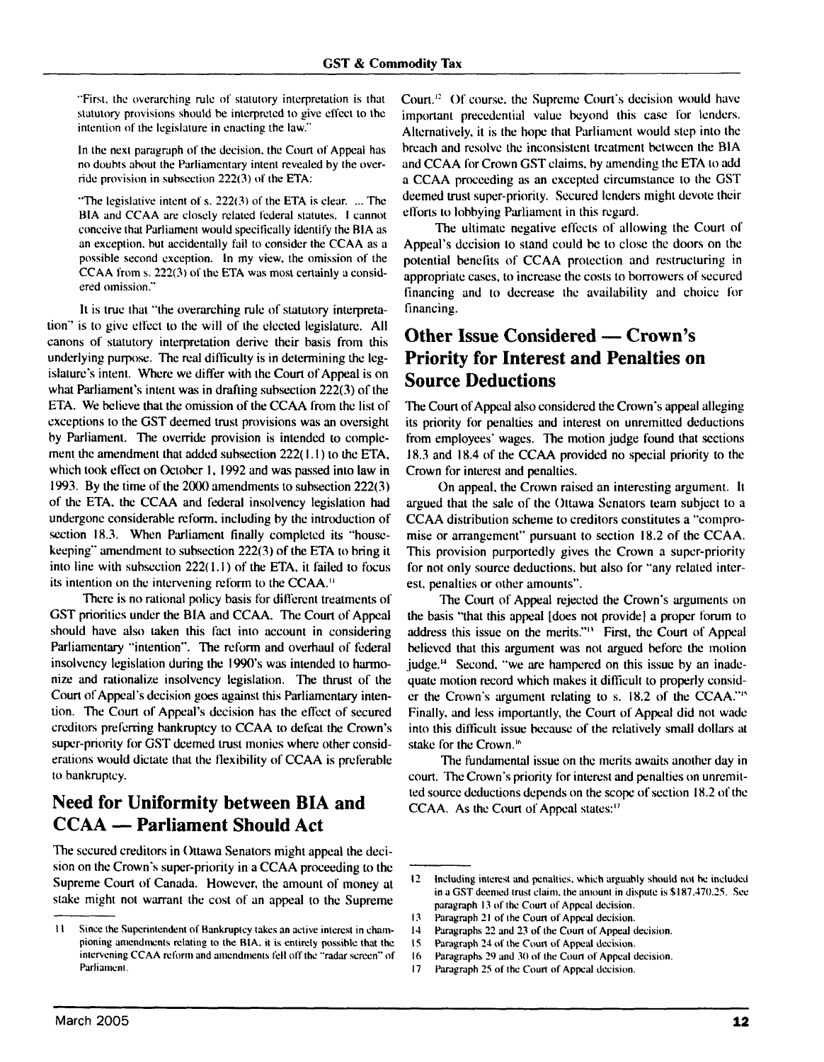"First, the overarching rule of statutory interpretation is that statutory provisions should be interpreted to give effect to the intention of the legislature in enacting the law."

In the next paragraph of the decision, the Court of Appeal has no doubts about the Parliamentary intent revealed by the override provision in subsection 222(3) of the ETA:

"The legislative intent of s. 222(3) of the ETA is clear. ... The BIA and CCAA are closely related federal statutes. I cannot conceive that Parliament would specifically identify the BIA as an exception, but accidentally fail to consider the CCAA as a possible second exception. In my view, the omission of the CCAA from s. 222(3) of the ETA was most certainly a considered omission."

It is true that "the overarching rule of statutory interpretation" is to give effect to the will of the elected legislature. All canons of statutory interpretation derive their basis from this underlying purpose. The real difficulty is in determining the legislature's intent. Where we differ with the Court of Appeal is on what Parliament's intent was in drafting subsection 222(3) of the ETA. We believe that the omission of the CCAA from the list of exceptions to the GST deemed trust provisions was an oversight by Parliament. The override provision is intended to complement the amendment that added subsection 222(1.1) to the ETA, which took effect on October 1, 1992 and was passed into law in 1993. By the time of the 2000 amendments to subsection 222(3) of the ETA, the CCAA and federal insolvency legislation had undergone considerable reform, including by the introduction of section 18.3. When Parliament finally completed its "housekeeping" amendment to subsection 222(3) of the ETA to bring it into line with subsection 222(1.1) of the ETA, it failed to focus its intention on the intervening reform to the CCAA.[11]

There is no rational policy basis for different treatments of GST priorities under the BIA and CCAA. The Court of Appeal should have also taken this fact into account in considering Parliamentary "intention". The reform and overhaul of federal insolvency legislation during the 1990's was intended to harmonize and rationalize insolvency legislation. The thrust of the Court of Appeal's decision goes against this Parliamentary intention. The Court of Appeal's decision has the effect of secured creditors preferring bankruptcy to CCAA to defeat the Crown's super-priority for GST deemed trust monies where other considerations would dictate that the flexibility of CCAA is preferable to bankruptcy.

## Need for Uniformity between BIA and CCAA — Parliament Should Act

The secured creditors in Ottawa Senators might appeal the decision on the Crown's super-priority in a CCAA proceeding to the Supreme Court of Canada. However, the amount of money at stake might not warrant the cost of an appeal to the Supreme Court.[12] Of course, the Supreme Court's decision would have important precedential value beyond this case for lenders. Alternatively, it is the hope that Parliament would step into the breach and resolve the inconsistent treatment between the BIA and CCAA for Crown GST claims, by amending the ETA to add a CCAA proceeding as an excepted circumstance to the GST deemed trust super-priority. Secured lenders might devote their efforts to lobbying Parliament in this regard.

The ultimate negative effects of allowing the Court of Appeal's decision to stand could be to close the doors on the potential benefits of CCAA protection and restructuring in appropriate cases, to increase the costs to borrowers of secured financing and to decrease the availability and choice for financing.

## Other Issue Considered — Crown's Priority for Interest and Penalties on Source Deductions

The Court of Appeal also considered the Crown's appeal alleging its priority for penalties and interest on unremitted deductions from employees' wages. The motion judge found that sections 18.3 and 18.4 of the CCAA provided no special priority to the Crown for interest and penalties.

On appeal, the Crown raised an interesting argument. It argued that the sale of the Ottawa Senators team subject to a CCAA distribution scheme to creditors constitutes a "compromise or arrangement" pursuant to section 18.2 of the CCAA. This provision purportedly gives the Crown a super-priority for not only source deductions, but also for "any related interest, penalties or other amounts".

The Court of Appeal rejected the Crown's arguments on the basis "that this appeal [does not provide] a proper forum to address this issue on the merits."[13] First, the Court of Appeal believed that this argument was not argued before the motion judge.[14] Second, "we are hampered on this issue by an inadequate motion record which makes it difficult to properly consider the Crown's argument relating to s. 18.2 of the CCAA."[15] Finally, and less importantly, the Court of Appeal did not wade into this difficult issue because of the relatively small dollars at stake for the Crown.[16]

The fundamental issue on the merits awaits another day in court. The Crown's priority for interest and penalties on unremitted source deductions depends on the scope of section 18.2 of the CCAA. As the Court of Appeal states:[17]

---

11 Since the Superintendent of Bankruptcy takes an active interest in championing amendments relating to the BIA, it is entirely possible that the intervening CCAA reform and amendments fell off the "radar screen" of Parliament.

12 Including interest and penalties, which arguably should not be included in a GST deemed trust claim, the amount in dispute is $187,470.25. See paragraph 13 of the Court of Appeal decision.

13 Paragraph 21 of the Court of Appeal decision.

14 Paragraphs 22 and 23 of the Court of Appeal decision.

15 Paragraph 24 of the Court of Appeal decision.

16 Paragraphs 29 and 30 of the Court of Appeal decision.

17 Paragraph 25 of the Court of Appeal decision.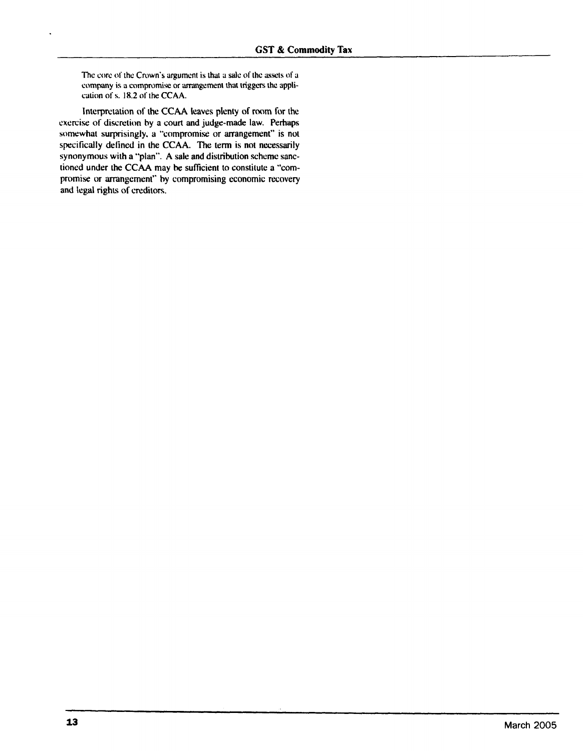> The core of the Crown's argument is that a sale of the assets of a company is a compromise or arrangement that triggers the application of s. 18.2 of the CCAA.

Interpretation of the CCAA leaves plenty of room for the exercise of discretion by a court and judge-made law. Perhaps somewhat surprisingly, a "compromise or arrangement" is not specifically defined in the CCAA. The term is not necessarily synonymous with a "plan". A sale and distribution scheme sanctioned under the CCAA may be sufficient to constitute a "compromise or arrangement" by compromising economic recovery and legal rights of creditors.